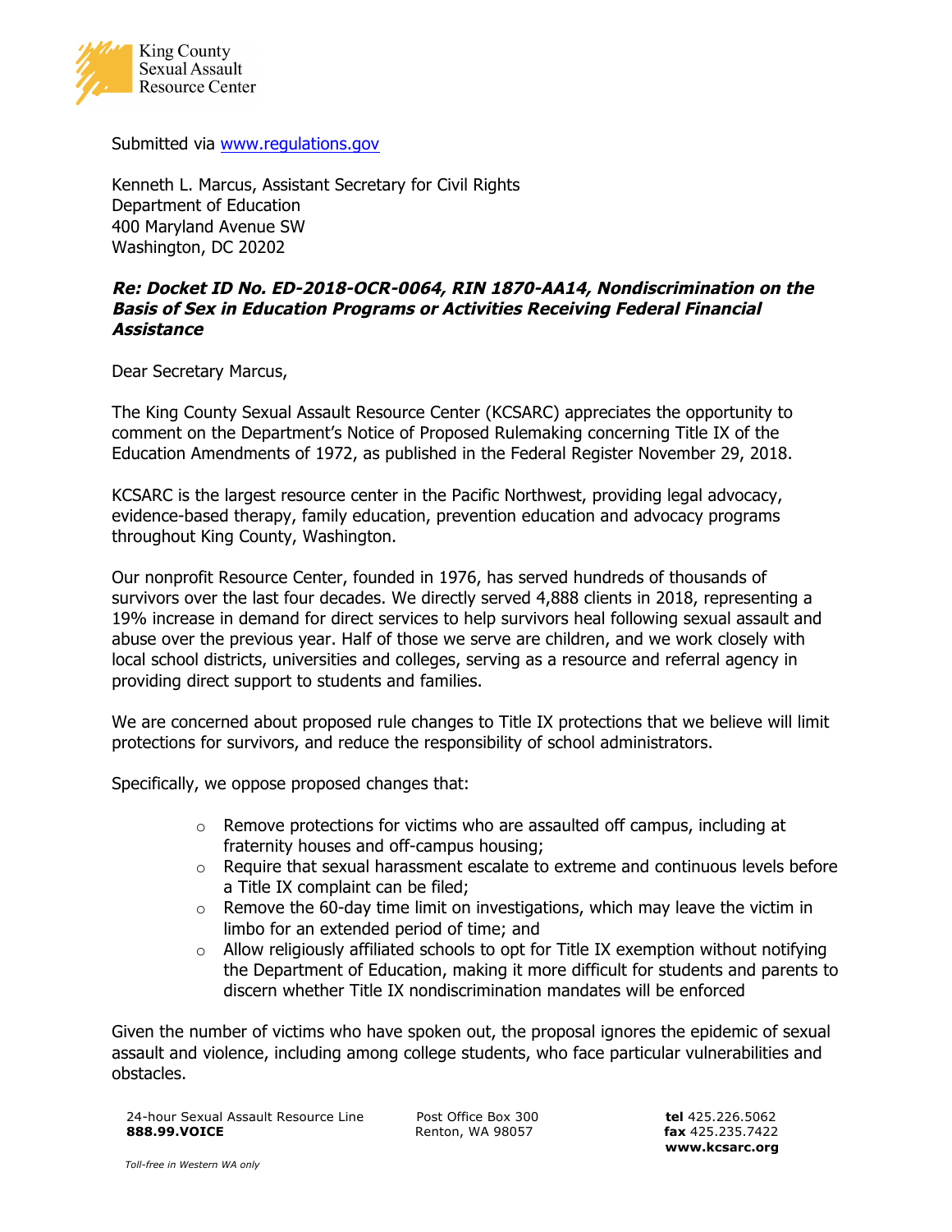King County Sexual Assault Resource Center

Submitted via www.regulations.gov

Kenneth L. Marcus, Assistant Secretary for Civil Rights
Department of Education
400 Maryland Avenue SW
Washington, DC 20202

***Re: Docket ID No. ED-2018-OCR-0064, RIN 1870-AA14, Nondiscrimination on the Basis of Sex in Education Programs or Activities Receiving Federal Financial Assistance***

Dear Secretary Marcus,

The King County Sexual Assault Resource Center (KCSARC) appreciates the opportunity to comment on the Department's Notice of Proposed Rulemaking concerning Title IX of the Education Amendments of 1972, as published in the Federal Register November 29, 2018.

KCSARC is the largest resource center in the Pacific Northwest, providing legal advocacy, evidence-based therapy, family education, prevention education and advocacy programs throughout King County, Washington.

Our nonprofit Resource Center, founded in 1976, has served hundreds of thousands of survivors over the last four decades. We directly served 4,888 clients in 2018, representing a 19% increase in demand for direct services to help survivors heal following sexual assault and abuse over the previous year. Half of those we serve are children, and we work closely with local school districts, universities and colleges, serving as a resource and referral agency in providing direct support to students and families.

We are concerned about proposed rule changes to Title IX protections that we believe will limit protections for survivors, and reduce the responsibility of school administrators.

Specifically, we oppose proposed changes that:

- Remove protections for victims who are assaulted off campus, including at fraternity houses and off-campus housing;
- Require that sexual harassment escalate to extreme and continuous levels before a Title IX complaint can be filed;
- Remove the 60-day time limit on investigations, which may leave the victim in limbo for an extended period of time; and
- Allow religiously affiliated schools to opt for Title IX exemption without notifying the Department of Education, making it more difficult for students and parents to discern whether Title IX nondiscrimination mandates will be enforced

Given the number of victims who have spoken out, the proposal ignores the epidemic of sexual assault and violence, including among college students, who face particular vulnerabilities and obstacles.

24-hour Sexual Assault Resource Line **888.99.VOICE**
*Toll-free in Western WA only*

Post Office Box 300
Renton, WA 98057

**tel** 425.226.5062
**fax** 425.235.7422
**www.kcsarc.org**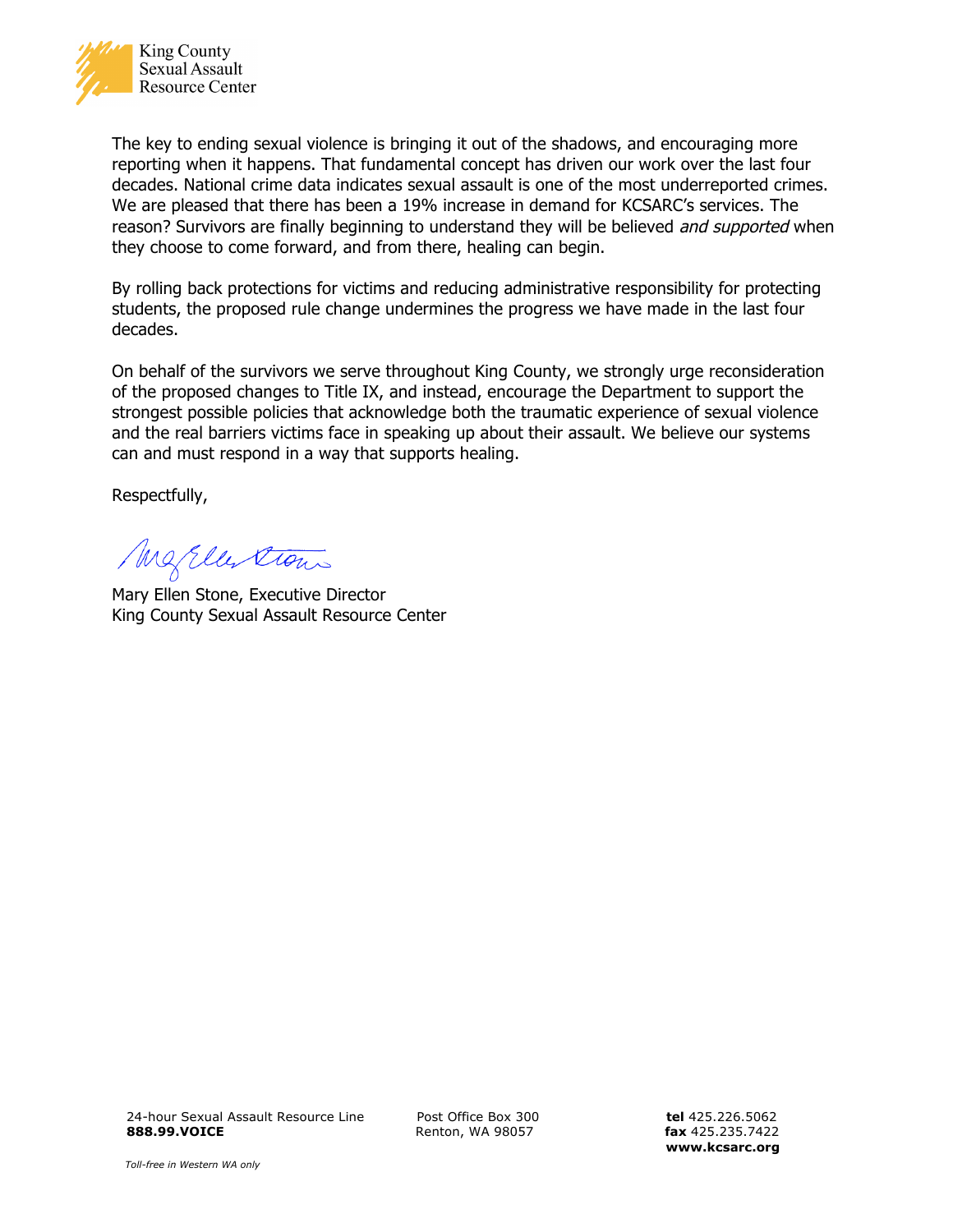King County Sexual Assault Resource Center

The key to ending sexual violence is bringing it out of the shadows, and encouraging more reporting when it happens. That fundamental concept has driven our work over the last four decades. National crime data indicates sexual assault is one of the most underreported crimes. We are pleased that there has been a 19% increase in demand for KCSARC's services. The reason? Survivors are finally beginning to understand they will be believed *and supported* when they choose to come forward, and from there, healing can begin.

By rolling back protections for victims and reducing administrative responsibility for protecting students, the proposed rule change undermines the progress we have made in the last four decades.

On behalf of the survivors we serve throughout King County, we strongly urge reconsideration of the proposed changes to Title IX, and instead, encourage the Department to support the strongest possible policies that acknowledge both the traumatic experience of sexual violence and the real barriers victims face in speaking up about their assault. We believe our systems can and must respond in a way that supports healing.

Respectfully,

Mary Ellen Stone, Executive Director
King County Sexual Assault Resource Center

24-hour Sexual Assault Resource Line
**888.99.VOICE**
*Toll-free in Western WA only*

Post Office Box 300
Renton, WA 98057

**tel** 425.226.5062
**fax** 425.235.7422
**www.kcsarc.org**